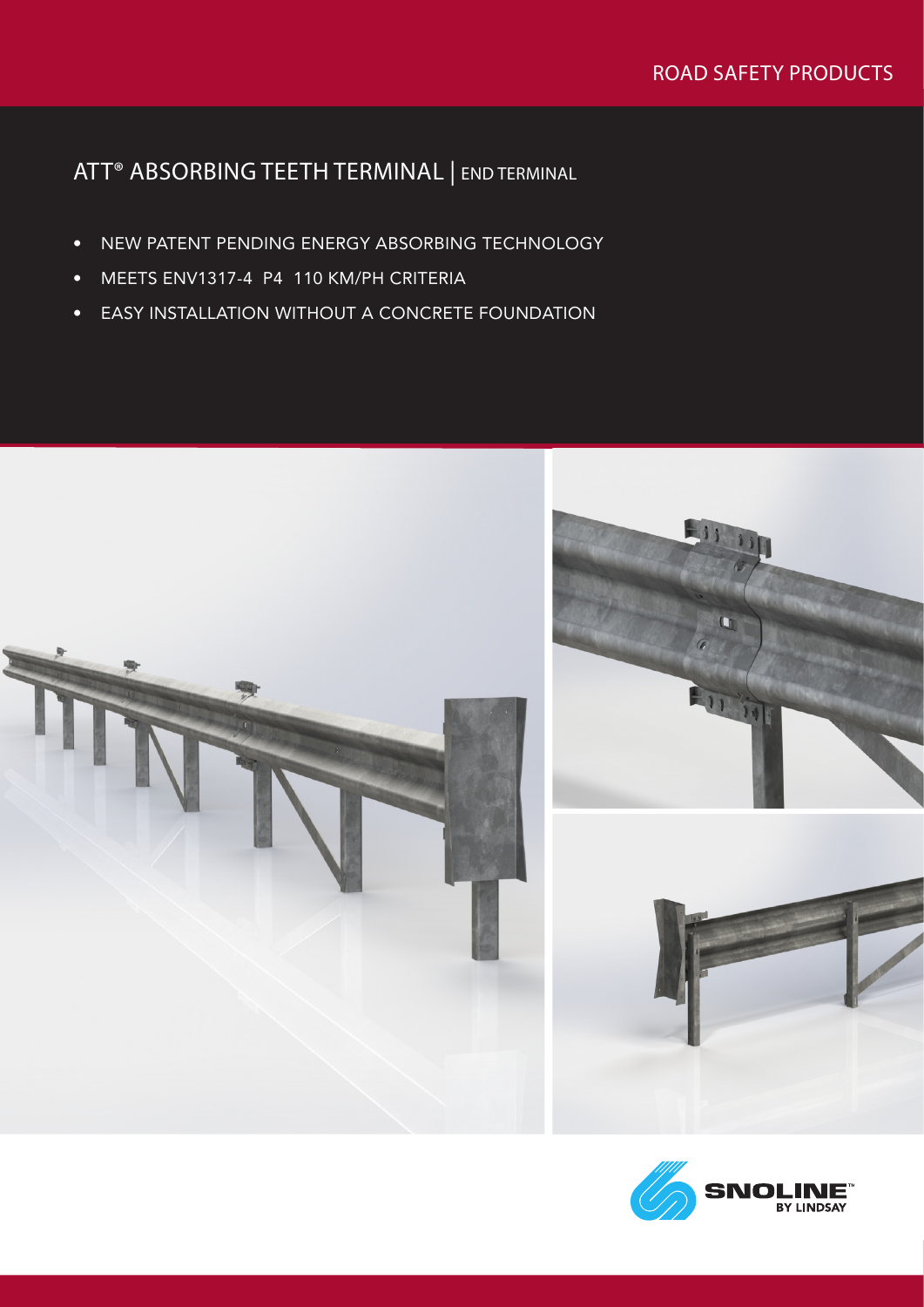ROAD SAFETY PRODUCTS

# ATT® ABSORBING TEETH TERMINAL | END TERMINAL

- NEW PATENT PENDING ENERGY ABSORBING TECHNOLOGY
- MEETS ENV1317-4 P4 110 KM/PH CRITERIA
- EASY INSTALLATION WITHOUT A CONCRETE FOUNDATION

SNOLINE™ BY LINDSAY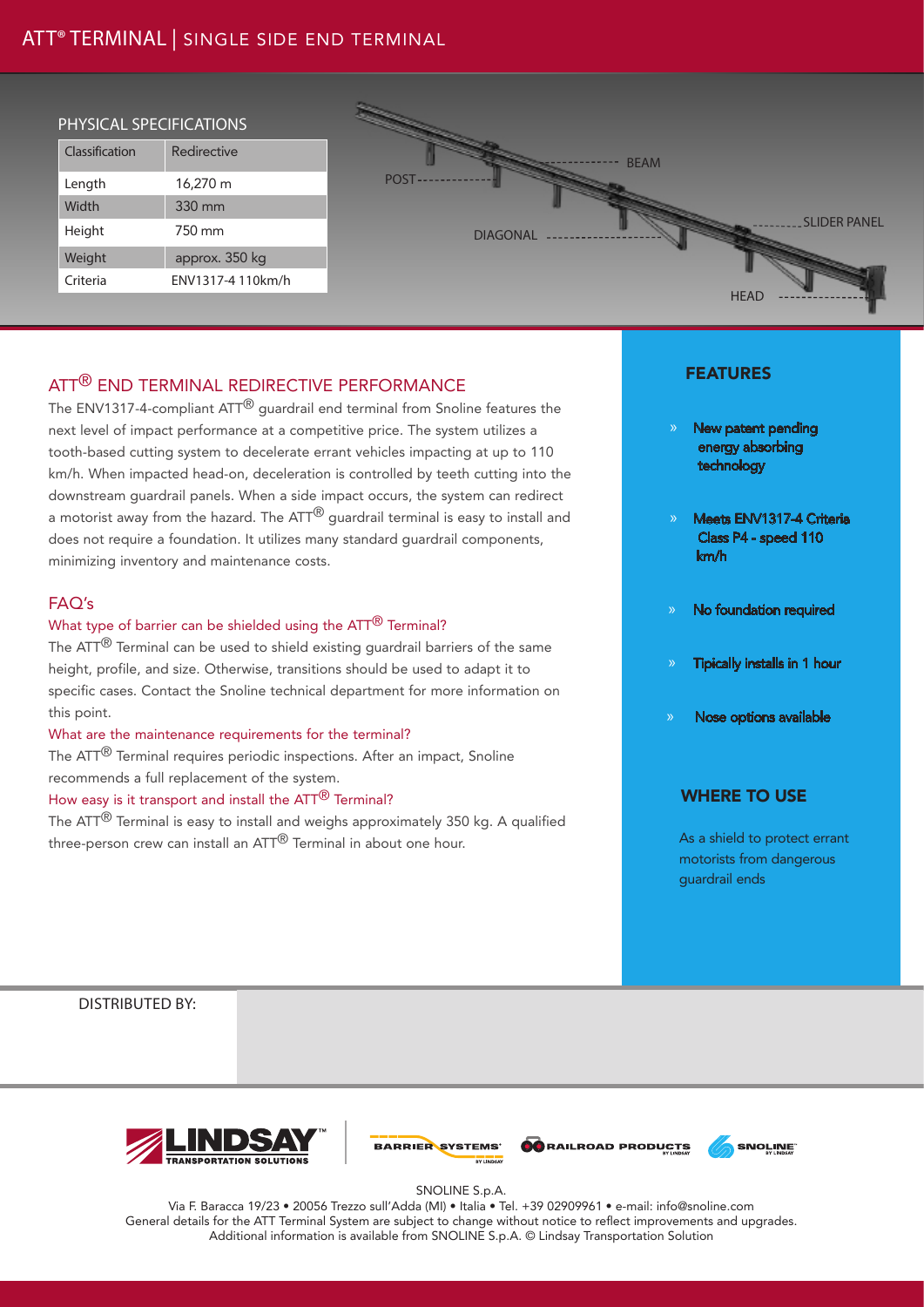# ATT® TERMINAL | SINGLE SIDE END TERMINAL

## PHYSICAL SPECIFICATIONS

| Classification | Redirective |
|---|---|
| Length | 16,270 m |
| Width | 330 mm |
| Height | 750 mm |
| Weight | approx. 350 kg |
| Criteria | ENV1317-4 110km/h |

POST

BEAM

DIAGONAL

SLIDER PANEL

HEAD

## ATT® END TERMINAL REDIRECTIVE PERFORMANCE

The ENV1317-4-compliant ATT® guardrail end terminal from Snoline features the next level of impact performance at a competitive price. The system utilizes a tooth-based cutting system to decelerate errant vehicles impacting at up to 110 km/h. When impacted head-on, deceleration is controlled by teeth cutting into the downstream guardrail panels. When a side impact occurs, the system can redirect a motorist away from the hazard. The ATT® guardrail terminal is easy to install and does not require a foundation. It utilizes many standard guardrail components, minimizing inventory and maintenance costs.

## FAQ's

### What type of barrier can be shielded using the ATT® Terminal?

The ATT® Terminal can be used to shield existing guardrail barriers of the same height, profile, and size. Otherwise, transitions should be used to adapt it to specific cases. Contact the Snoline technical department for more information on this point.

### What are the maintenance requirements for the terminal?

The ATT® Terminal requires periodic inspections. After an impact, Snoline recommends a full replacement of the system.

### How easy is it transport and install the ATT® Terminal?

The ATT® Terminal is easy to install and weighs approximately 350 kg. A qualified three-person crew can install an ATT® Terminal in about one hour.

## FEATURES

- New patent pending energy absorbing technology
- Meets ENV1317-4 Criteria Class P4 - speed 110 km/h
- No foundation required
- Tipically installs in 1 hour
- Nose options available

## WHERE TO USE

As a shield to protect errant motorists from dangerous guardrail ends

DISTRIBUTED BY:

SNOLINE S.p.A.

Via F. Baracca 19/23 • 20056 Trezzo sull'Adda (MI) • Italia • Tel. +39 02909961 • e-mail: info@snoline.com

General details for the ATT Terminal System are subject to change without notice to reflect improvements and upgrades.

Additional information is available from SNOLINE S.p.A. © Lindsay Transportation Solution